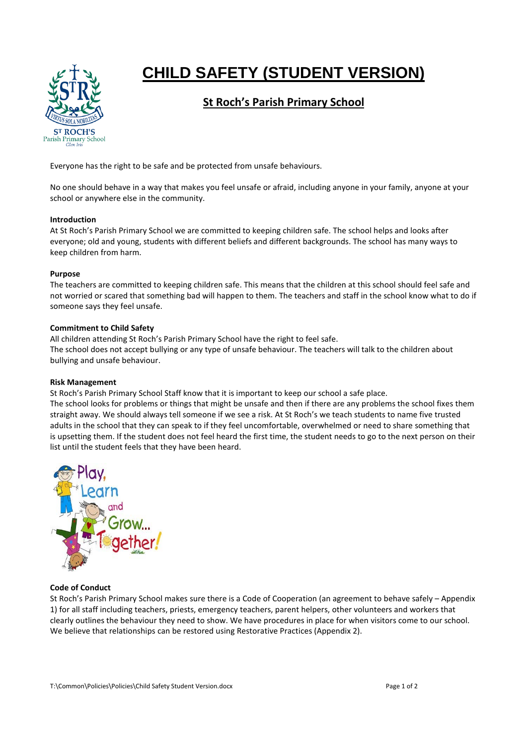# CHILD SAFETY (STUDENT VERSION)

## St Roch's Parish Primary School

Everyone has the right to be safe and be protected from unsafe behaviours.

No one should behave in a way that makes you feel unsafe or afraid, including anyone in your family, anyone at your school or anywhere else in the community.

**Introduction**

At St Roch's Parish Primary School we are committed to keeping children safe. The school helps and looks after everyone; old and young, students with different beliefs and different backgrounds. The school has many ways to keep children from harm.

**Purpose**

The teachers are committed to keeping children safe. This means that the children at this school should feel safe and not worried or scared that something bad will happen to them. The teachers and staff in the school know what to do if someone says they feel unsafe.

**Commitment to Child Safety**

All children attending St Roch's Parish Primary School have the right to feel safe.
The school does not accept bullying or any type of unsafe behaviour. The teachers will talk to the children about bullying and unsafe behaviour.

**Risk Management**

St Roch's Parish Primary School Staff know that it is important to keep our school a safe place.
The school looks for problems or things that might be unsafe and then if there are any problems the school fixes them straight away. We should always tell someone if we see a risk. At St Roch's we teach students to name five trusted adults in the school that they can speak to if they feel uncomfortable, overwhelmed or need to share something that is upsetting them. If the student does not feel heard the first time, the student needs to go to the next person on their list until the student feels that they have been heard.

**Code of Conduct**

St Roch's Parish Primary School makes sure there is a Code of Cooperation (an agreement to behave safely – Appendix 1) for all staff including teachers, priests, emergency teachers, parent helpers, other volunteers and workers that clearly outlines the behaviour they need to show. We have procedures in place for when visitors come to our school. We believe that relationships can be restored using Restorative Practices (Appendix 2).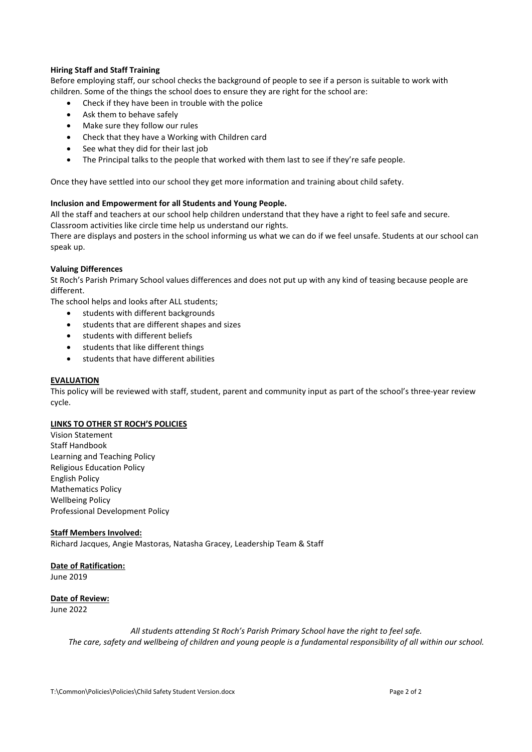**Hiring Staff and Staff Training**

Before employing staff, our school checks the background of people to see if a person is suitable to work with children. Some of the things the school does to ensure they are right for the school are:

- Check if they have been in trouble with the police
- Ask them to behave safely
- Make sure they follow our rules
- Check that they have a Working with Children card
- See what they did for their last job
- The Principal talks to the people that worked with them last to see if they're safe people.

Once they have settled into our school they get more information and training about child safety.

**Inclusion and Empowerment for all Students and Young People.**

All the staff and teachers at our school help children understand that they have a right to feel safe and secure. Classroom activities like circle time help us understand our rights.

There are displays and posters in the school informing us what we can do if we feel unsafe. Students at our school can speak up.

**Valuing Differences**

St Roch's Parish Primary School values differences and does not put up with any kind of teasing because people are different.

The school helps and looks after ALL students;

- students with different backgrounds
- students that are different shapes and sizes
- students with different beliefs
- students that like different things
- students that have different abilities

**EVALUATION**

This policy will be reviewed with staff, student, parent and community input as part of the school's three-year review cycle.

**LINKS TO OTHER ST ROCH'S POLICIES**

Vision Statement
Staff Handbook
Learning and Teaching Policy
Religious Education Policy
English Policy
Mathematics Policy
Wellbeing Policy
Professional Development Policy

**Staff Members Involved:**

Richard Jacques, Angie Mastoras, Natasha Gracey, Leadership Team & Staff

**Date of Ratification:**

June 2019

**Date of Review:**

June 2022

*All students attending St Roch's Parish Primary School have the right to feel safe.*
*The care, safety and wellbeing of children and young people is a fundamental responsibility of all within our school.*

T:\Common\Policies\Policies\Child Safety Student Version.docx